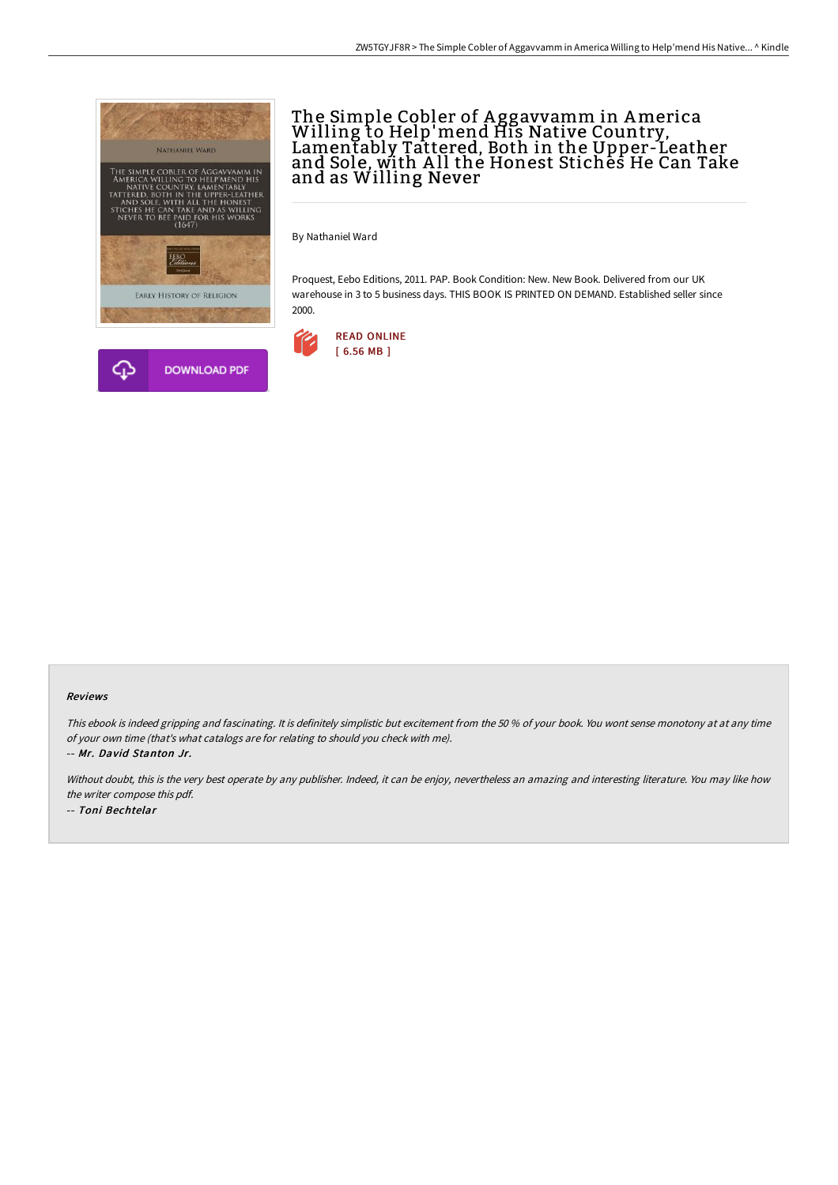# The Simple Cobler of Aggavvamm in America Willing to Help'mend His Native Country, Lamentably Tattered, Both in the Upper-Leather and Sole, with All the Honest Stiches He Can Take and as Willing Never

By Nathaniel Ward

Proquest, Eebo Editions, 2011. PAP. Book Condition: New. New Book. Delivered from our UK warehouse in 3 to 5 business days. THIS BOOK IS PRINTED ON DEMAND. Established seller since 2000.

READ ONLINE
[ 6.56 MB ]

DOWNLOAD PDF

### Reviews

*This ebook is indeed gripping and fascinating. It is definitely simplistic but excitement from the 50 % of your book. You wont sense monotony at at any time of your own time (that's what catalogs are for relating to should you check with me).*

-- ***Mr. David Stanton Jr.***

*Without doubt, this is the very best operate by any publisher. Indeed, it can be enjoy, nevertheless an amazing and interesting literature. You may like how the writer compose this pdf.*

-- ***Toni Bechtelar***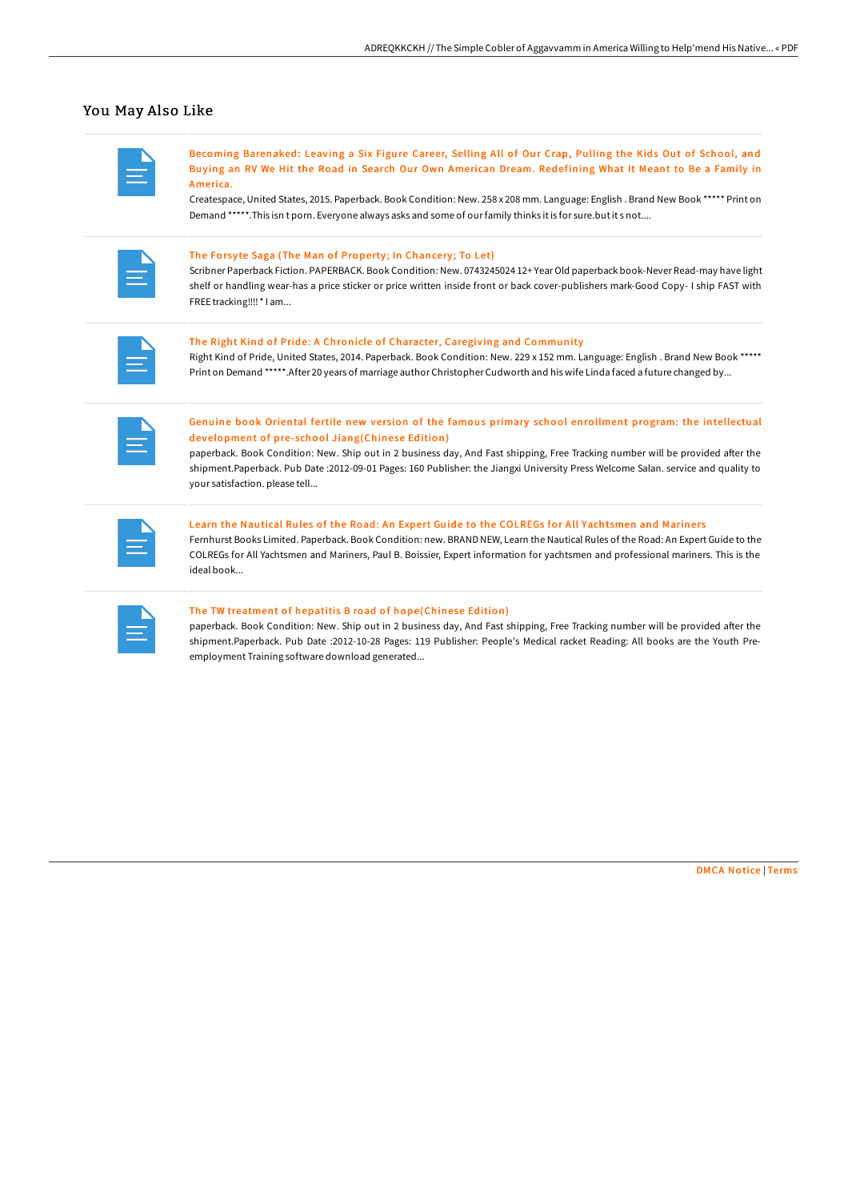## You May Also Like

**Becoming Barenaked: Leaving a Six Figure Career, Selling All of Our Crap, Pulling the Kids Out of School, and Buying an RV We Hit the Road in Search Our Own American Dream. Redefining What It Meant to Be a Family in America.**

Createspace, United States, 2015. Paperback. Book Condition: New. 258 x 208 mm. Language: English . Brand New Book ***** Print on Demand *****.This isn t porn. Everyone always asks and some of our family thinks it is for sure.but it s not....

**The Forsyte Saga (The Man of Property; In Chancery; To Let)**

Scribner Paperback Fiction. PAPERBACK. Book Condition: New. 0743245024 12+ Year Old paperback book-Never Read-may have light shelf or handling wear-has a price sticker or price written inside front or back cover-publishers mark-Good Copy- I ship FAST with FREE tracking!!!! * I am...

**The Right Kind of Pride: A Chronicle of Character, Caregiving and Community**

Right Kind of Pride, United States, 2014. Paperback. Book Condition: New. 229 x 152 mm. Language: English . Brand New Book ***** Print on Demand *****.After 20 years of marriage author Christopher Cudworth and his wife Linda faced a future changed by...

**Genuine book Oriental fertile new version of the famous primary school enrollment program: the intellectual development of pre-school Jiang(Chinese Edition)**

paperback. Book Condition: New. Ship out in 2 business day, And Fast shipping, Free Tracking number will be provided after the shipment.Paperback. Pub Date :2012-09-01 Pages: 160 Publisher: the Jiangxi University Press Welcome Salan. service and quality to your satisfaction. please tell...

**Learn the Nautical Rules of the Road: An Expert Guide to the COLREGs for All Yachtsmen and Mariners**

Fernhurst Books Limited. Paperback. Book Condition: new. BRAND NEW, Learn the Nautical Rules of the Road: An Expert Guide to the COLREGs for All Yachtsmen and Mariners, Paul B. Boissier, Expert information for yachtsmen and professional mariners. This is the ideal book...

**The TW treatment of hepatitis B road of hope(Chinese Edition)**

paperback. Book Condition: New. Ship out in 2 business day, And Fast shipping, Free Tracking number will be provided after the shipment.Paperback. Pub Date :2012-10-28 Pages: 119 Publisher: People's Medical racket Reading: All books are the Youth Pre-employment Training software download generated...